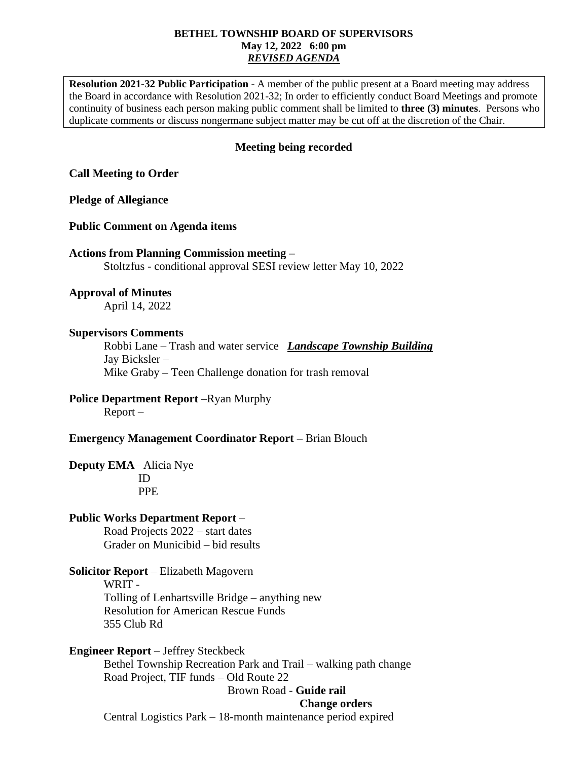**BETHEL TOWNSHIP BOARD OF SUPERVISORS**
**May 12, 2022 6:00 pm**
***REVISED AGENDA***

**Resolution 2021-32 Public Participation** - A member of the public present at a Board meeting may address the Board in accordance with Resolution 2021-32; In order to efficiently conduct Board Meetings and promote continuity of business each person making public comment shall be limited to **three (3) minutes**. Persons who duplicate comments or discuss nongermane subject matter may be cut off at the discretion of the Chair.

**Meeting being recorded**

**Call Meeting to Order**

**Pledge of Allegiance**

**Public Comment on Agenda items**

**Actions from Planning Commission meeting –**
Stoltzfus - conditional approval SESI review letter May 10, 2022

**Approval of Minutes**
April 14, 2022

**Supervisors Comments**
Robbi Lane – Trash and water service ***Landscape Township Building***
Jay Bicksler –
Mike Graby **–** Teen Challenge donation for trash removal

**Police Department Report** –Ryan Murphy
Report –

**Emergency Management Coordinator Report –** Brian Blouch

**Deputy EMA**– Alicia Nye
ID
PPE

**Public Works Department Report** –
Road Projects 2022 – start dates
Grader on Municibid – bid results

**Solicitor Report** – Elizabeth Magovern
WRIT -
Tolling of Lenhartsville Bridge – anything new
Resolution for American Rescue Funds
355 Club Rd

**Engineer Report** – Jeffrey Steckbeck
Bethel Township Recreation Park and Trail – walking path change
Road Project, TIF funds – Old Route 22
Brown Road - **Guide rail**
**Change orders**
Central Logistics Park – 18-month maintenance period expired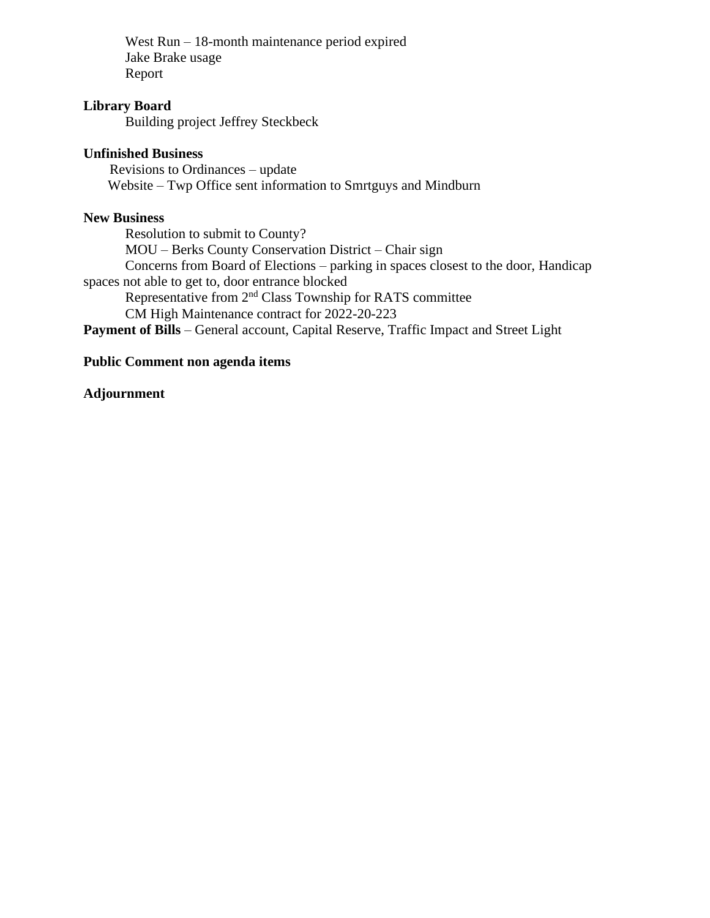West Run – 18-month maintenance period expired
Jake Brake usage
Report

**Library Board**

Building project Jeffrey Steckbeck

**Unfinished Business**

Revisions to Ordinances – update
Website – Twp Office sent information to Smrtguys and Mindburn

**New Business**

Resolution to submit to County?
MOU – Berks County Conservation District – Chair sign
Concerns from Board of Elections – parking in spaces closest to the door, Handicap spaces not able to get to, door entrance blocked
Representative from 2nd Class Township for RATS committee
CM High Maintenance contract for 2022-20-223

**Payment of Bills** – General account, Capital Reserve, Traffic Impact and Street Light

**Public Comment non agenda items**

**Adjournment**